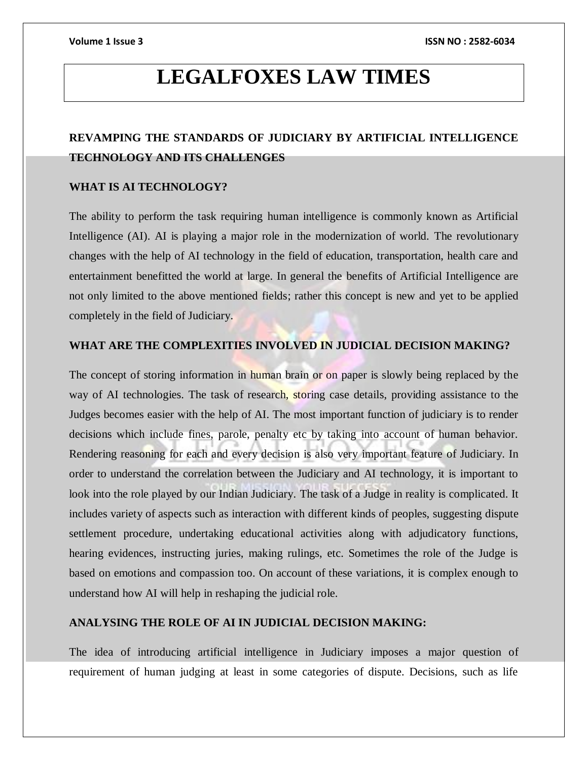# LEGALFOXES LAW TIMES

## REVAMPING THE STANDARDS OF JUDICIARY BY ARTIFICIAL INTELLIGENCE TECHNOLOGY AND ITS CHALLENGES

### WHAT IS AI TECHNOLOGY?

The ability to perform the task requiring human intelligence is commonly known as Artificial Intelligence (AI). AI is playing a major role in the modernization of world. The revolutionary changes with the help of AI technology in the field of education, transportation, health care and entertainment benefitted the world at large. In general the benefits of Artificial Intelligence are not only limited to the above mentioned fields; rather this concept is new and yet to be applied completely in the field of Judiciary.

### WHAT ARE THE COMPLEXITIES INVOLVED IN JUDICIAL DECISION MAKING?

The concept of storing information in human brain or on paper is slowly being replaced by the way of AI technologies. The task of research, storing case details, providing assistance to the Judges becomes easier with the help of AI. The most important function of judiciary is to render decisions which include fines, parole, penalty etc by taking into account of human behavior. Rendering reasoning for each and every decision is also very important feature of Judiciary. In order to understand the correlation between the Judiciary and AI technology, it is important to look into the role played by our Indian Judiciary. The task of a Judge in reality is complicated. It includes variety of aspects such as interaction with different kinds of peoples, suggesting dispute settlement procedure, undertaking educational activities along with adjudicatory functions, hearing evidences, instructing juries, making rulings, etc. Sometimes the role of the Judge is based on emotions and compassion too. On account of these variations, it is complex enough to understand how AI will help in reshaping the judicial role.

### ANALYSING THE ROLE OF AI IN JUDICIAL DECISION MAKING:

The idea of introducing artificial intelligence in Judiciary imposes a major question of requirement of human judging at least in some categories of dispute. Decisions, such as life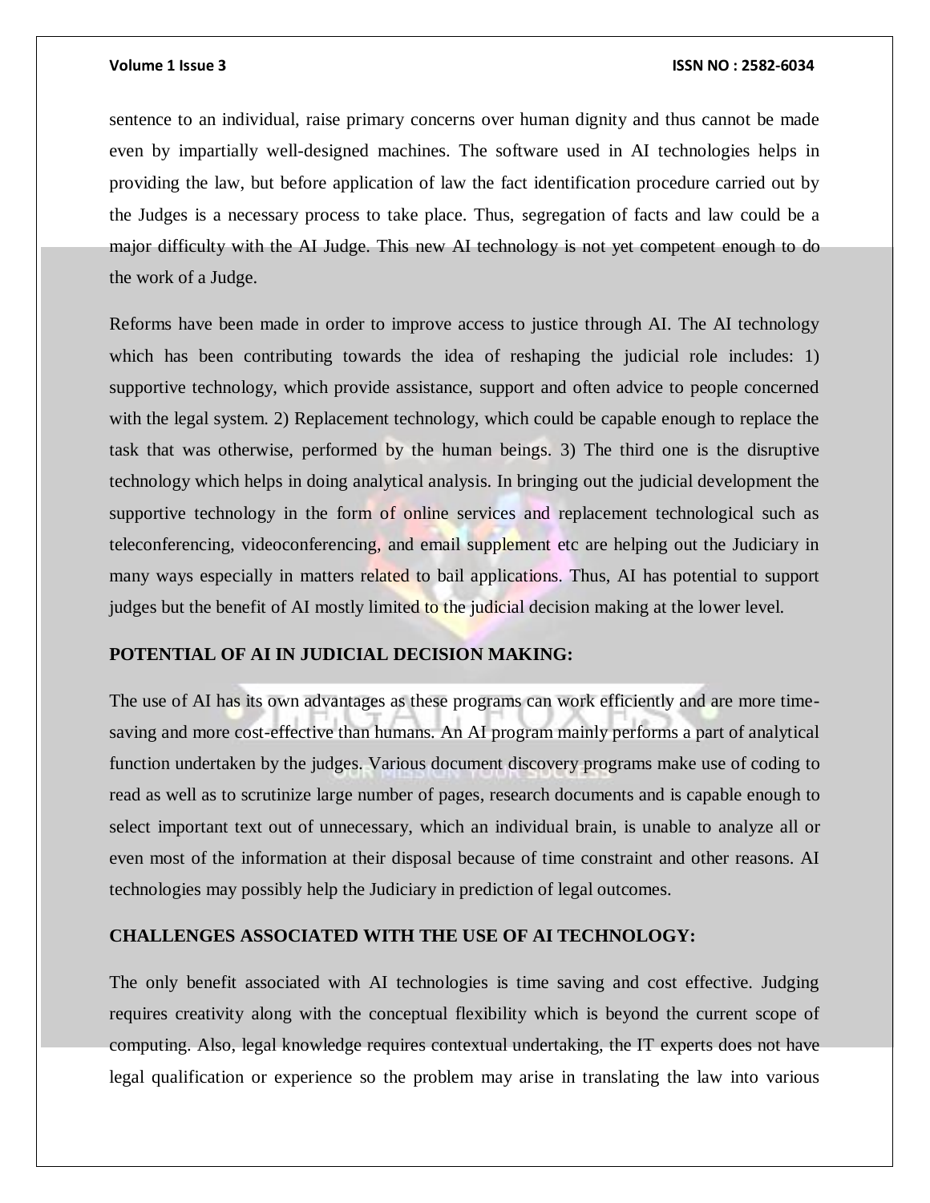sentence to an individual, raise primary concerns over human dignity and thus cannot be made even by impartially well-designed machines. The software used in AI technologies helps in providing the law, but before application of law the fact identification procedure carried out by the Judges is a necessary process to take place. Thus, segregation of facts and law could be a major difficulty with the AI Judge. This new AI technology is not yet competent enough to do the work of a Judge.

Reforms have been made in order to improve access to justice through AI. The AI technology which has been contributing towards the idea of reshaping the judicial role includes: 1) supportive technology, which provide assistance, support and often advice to people concerned with the legal system. 2) Replacement technology, which could be capable enough to replace the task that was otherwise, performed by the human beings. 3) The third one is the disruptive technology which helps in doing analytical analysis. In bringing out the judicial development the supportive technology in the form of online services and replacement technological such as teleconferencing, videoconferencing, and email supplement etc are helping out the Judiciary in many ways especially in matters related to bail applications. Thus, AI has potential to support judges but the benefit of AI mostly limited to the judicial decision making at the lower level.

**POTENTIAL OF AI IN JUDICIAL DECISION MAKING:**

The use of AI has its own advantages as these programs can work efficiently and are more time-saving and more cost-effective than humans. An AI program mainly performs a part of analytical function undertaken by the judges. Various document discovery programs make use of coding to read as well as to scrutinize large number of pages, research documents and is capable enough to select important text out of unnecessary, which an individual brain, is unable to analyze all or even most of the information at their disposal because of time constraint and other reasons. AI technologies may possibly help the Judiciary in prediction of legal outcomes.

**CHALLENGES ASSOCIATED WITH THE USE OF AI TECHNOLOGY:**

The only benefit associated with AI technologies is time saving and cost effective. Judging requires creativity along with the conceptual flexibility which is beyond the current scope of computing. Also, legal knowledge requires contextual undertaking, the IT experts does not have legal qualification or experience so the problem may arise in translating the law into various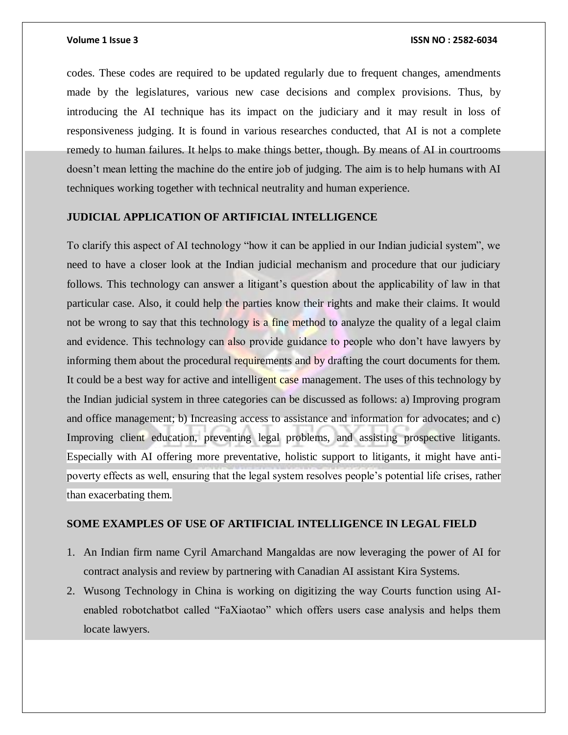codes. These codes are required to be updated regularly due to frequent changes, amendments made by the legislatures, various new case decisions and complex provisions. Thus, by introducing the AI technique has its impact on the judiciary and it may result in loss of responsiveness judging. It is found in various researches conducted, that AI is not a complete remedy to human failures. It helps to make things better, though. By means of AI in courtrooms doesn't mean letting the machine do the entire job of judging. The aim is to help humans with AI techniques working together with technical neutrality and human experience.

## JUDICIAL APPLICATION OF ARTIFICIAL INTELLIGENCE

To clarify this aspect of AI technology "how it can be applied in our Indian judicial system", we need to have a closer look at the Indian judicial mechanism and procedure that our judiciary follows. This technology can answer a litigant's question about the applicability of law in that particular case. Also, it could help the parties know their rights and make their claims. It would not be wrong to say that this technology is a fine method to analyze the quality of a legal claim and evidence. This technology can also provide guidance to people who don't have lawyers by informing them about the procedural requirements and by drafting the court documents for them. It could be a best way for active and intelligent case management. The uses of this technology by the Indian judicial system in three categories can be discussed as follows: a) Improving program and office management; b) Increasing access to assistance and information for advocates; and c) Improving client education, preventing legal problems, and assisting prospective litigants. Especially with AI offering more preventative, holistic support to litigants, it might have anti-poverty effects as well, ensuring that the legal system resolves people's potential life crises, rather than exacerbating them.

## SOME EXAMPLES OF USE OF ARTIFICIAL INTELLIGENCE IN LEGAL FIELD

1. An Indian firm name Cyril Amarchand Mangaldas are now leveraging the power of AI for contract analysis and review by partnering with Canadian AI assistant Kira Systems.
2. Wusong Technology in China is working on digitizing the way Courts function using AI-enabled robotchatbot called "FaXiaotao" which offers users case analysis and helps them locate lawyers.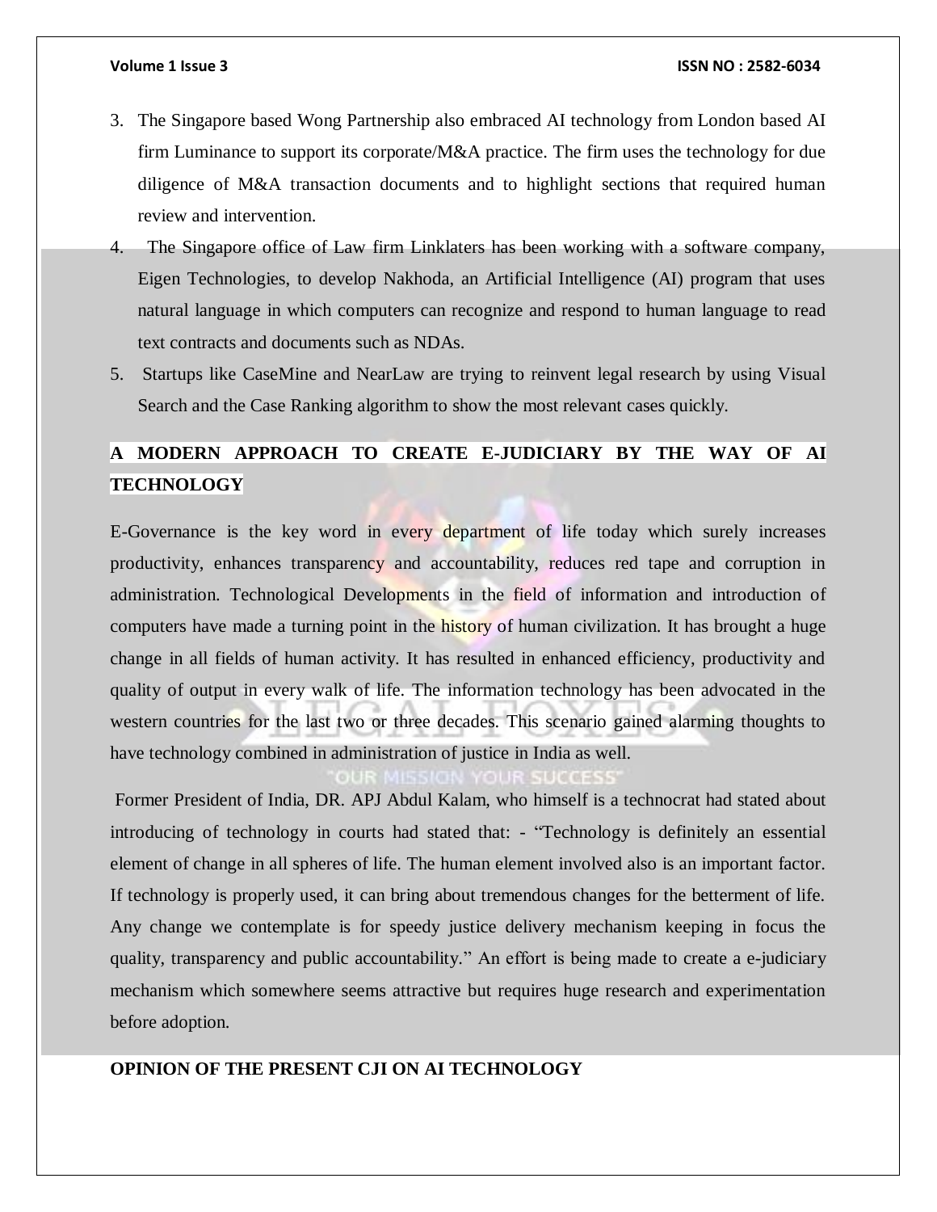3. The Singapore based Wong Partnership also embraced AI technology from London based AI firm Luminance to support its corporate/M&A practice. The firm uses the technology for due diligence of M&A transaction documents and to highlight sections that required human review and intervention.
4. The Singapore office of Law firm Linklaters has been working with a software company, Eigen Technologies, to develop Nakhoda, an Artificial Intelligence (AI) program that uses natural language in which computers can recognize and respond to human language to read text contracts and documents such as NDAs.
5. Startups like CaseMine and NearLaw are trying to reinvent legal research by using Visual Search and the Case Ranking algorithm to show the most relevant cases quickly.

## A MODERN APPROACH TO CREATE E-JUDICIARY BY THE WAY OF AI TECHNOLOGY

E-Governance is the key word in every department of life today which surely increases productivity, enhances transparency and accountability, reduces red tape and corruption in administration. Technological Developments in the field of information and introduction of computers have made a turning point in the history of human civilization. It has brought a huge change in all fields of human activity. It has resulted in enhanced efficiency, productivity and quality of output in every walk of life. The information technology has been advocated in the western countries for the last two or three decades. This scenario gained alarming thoughts to have technology combined in administration of justice in India as well.

Former President of India, DR. APJ Abdul Kalam, who himself is a technocrat had stated about introducing of technology in courts had stated that: - "Technology is definitely an essential element of change in all spheres of life. The human element involved also is an important factor. If technology is properly used, it can bring about tremendous changes for the betterment of life. Any change we contemplate is for speedy justice delivery mechanism keeping in focus the quality, transparency and public accountability." An effort is being made to create a e-judiciary mechanism which somewhere seems attractive but requires huge research and experimentation before adoption.

## OPINION OF THE PRESENT CJI ON AI TECHNOLOGY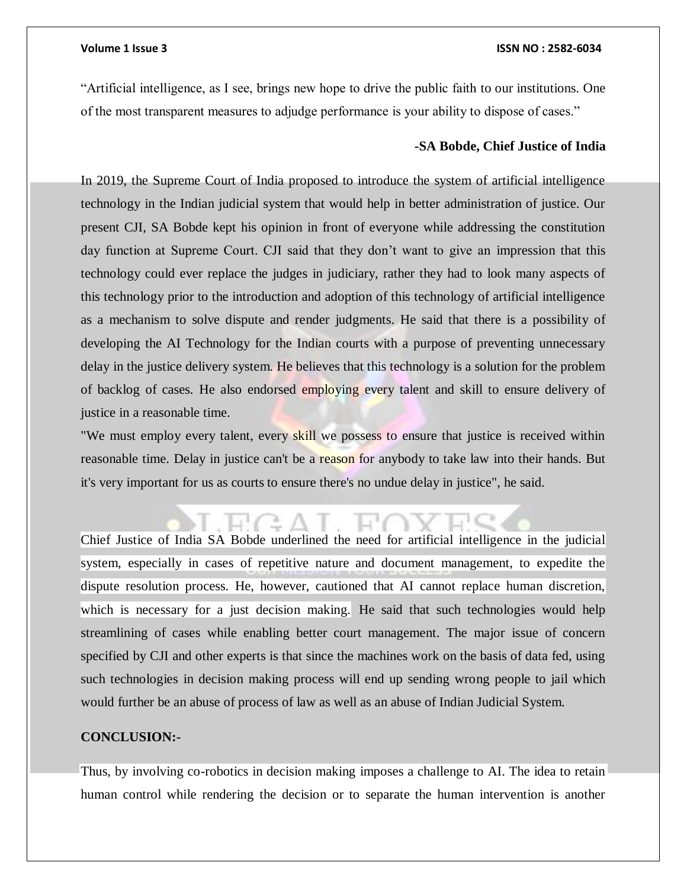"Artificial intelligence, as I see, brings new hope to drive the public faith to our institutions. One of the most transparent measures to adjudge performance is your ability to dispose of cases."

**-SA Bobde, Chief Justice of India**

In 2019, the Supreme Court of India proposed to introduce the system of artificial intelligence technology in the Indian judicial system that would help in better administration of justice. Our present CJI, SA Bobde kept his opinion in front of everyone while addressing the constitution day function at Supreme Court. CJI said that they don't want to give an impression that this technology could ever replace the judges in judiciary, rather they had to look many aspects of this technology prior to the introduction and adoption of this technology of artificial intelligence as a mechanism to solve dispute and render judgments. He said that there is a possibility of developing the AI Technology for the Indian courts with a purpose of preventing unnecessary delay in the justice delivery system. He believes that this technology is a solution for the problem of backlog of cases. He also endorsed employing every talent and skill to ensure delivery of justice in a reasonable time.

"We must employ every talent, every skill we possess to ensure that justice is received within reasonable time. Delay in justice can't be a reason for anybody to take law into their hands. But it's very important for us as courts to ensure there's no undue delay in justice", he said.

Chief Justice of India SA Bobde underlined the need for artificial intelligence in the judicial system, especially in cases of repetitive nature and document management, to expedite the dispute resolution process. He, however, cautioned that AI cannot replace human discretion, which is necessary for a just decision making. He said that such technologies would help streamlining of cases while enabling better court management. The major issue of concern specified by CJI and other experts is that since the machines work on the basis of data fed, using such technologies in decision making process will end up sending wrong people to jail which would further be an abuse of process of law as well as an abuse of Indian Judicial System.

**CONCLUSION:-**

Thus, by involving co-robotics in decision making imposes a challenge to AI. The idea to retain human control while rendering the decision or to separate the human intervention is another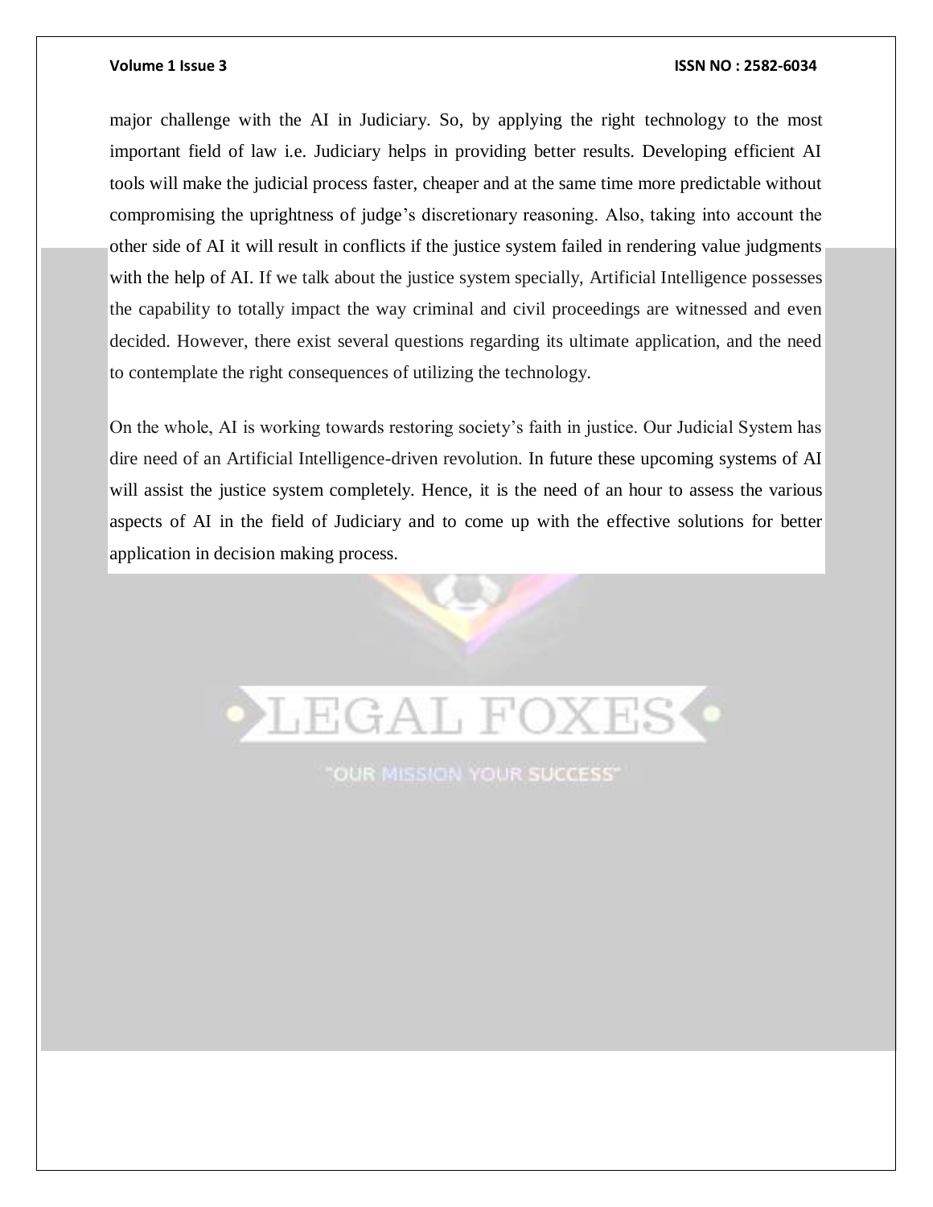major challenge with the AI in Judiciary. So, by applying the right technology to the most important field of law i.e. Judiciary helps in providing better results. Developing efficient AI tools will make the judicial process faster, cheaper and at the same time more predictable without compromising the uprightness of judge's discretionary reasoning. Also, taking into account the other side of AI it will result in conflicts if the justice system failed in rendering value judgments with the help of AI. If we talk about the justice system specially, Artificial Intelligence possesses the capability to totally impact the way criminal and civil proceedings are witnessed and even decided. However, there exist several questions regarding its ultimate application, and the need to contemplate the right consequences of utilizing the technology.

On the whole, AI is working towards restoring society's faith in justice. Our Judicial System has dire need of an Artificial Intelligence-driven revolution. In future these upcoming systems of AI will assist the justice system completely. Hence, it is the need of an hour to assess the various aspects of AI in the field of Judiciary and to come up with the effective solutions for better application in decision making process.